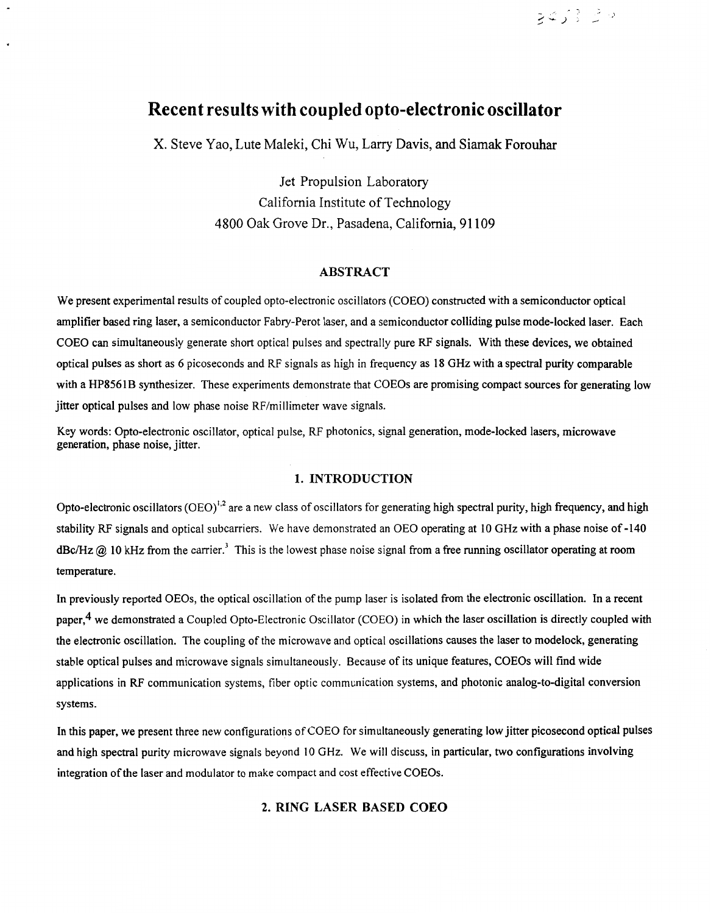# Recent results with coupled opto-electronic oscillator

X. Steve Yao, Lute Maleki, Chi Wu, Larry Davis, and Siamak Forouhar

Jet Propulsion Laboratory
California Institute of Technology
4800 Oak Grove Dr., Pasadena, California, 91109

## ABSTRACT

We present experimental results of coupled opto-electronic oscillators (COEO) constructed with a semiconductor optical amplifier based ring laser, a semiconductor Fabry-Perot laser, and a semiconductor colliding pulse mode-locked laser. Each COEO can simultaneously generate short optical pulses and spectrally pure RF signals. With these devices, we obtained optical pulses as short as 6 picoseconds and RF signals as high in frequency as 18 GHz with a spectral purity comparable with a HP8561B synthesizer. These experiments demonstrate that COEOs are promising compact sources for generating low jitter optical pulses and low phase noise RF/millimeter wave signals.

Key words: Opto-electronic oscillator, optical pulse, RF photonics, signal generation, mode-locked lasers, microwave generation, phase noise, jitter.

## 1. INTRODUCTION

Opto-electronic oscillators (OEO)[1,2] are a new class of oscillators for generating high spectral purity, high frequency, and high stability RF signals and optical subcarriers. We have demonstrated an OEO operating at 10 GHz with a phase noise of -140 dBc/Hz @ 10 kHz from the carrier.[3] This is the lowest phase noise signal from a free running oscillator operating at room temperature.

In previously reported OEOs, the optical oscillation of the pump laser is isolated from the electronic oscillation. In a recent paper,[4] we demonstrated a Coupled Opto-Electronic Oscillator (COEO) in which the laser oscillation is directly coupled with the electronic oscillation. The coupling of the microwave and optical oscillations causes the laser to modelock, generating stable optical pulses and microwave signals simultaneously. Because of its unique features, COEOs will find wide applications in RF communication systems, fiber optic communication systems, and photonic analog-to-digital conversion systems.

In this paper, we present three new configurations of COEO for simultaneously generating low jitter picosecond optical pulses and high spectral purity microwave signals beyond 10 GHz. We will discuss, in particular, two configurations involving integration of the laser and modulator to make compact and cost effective COEOs.

## 2. RING LASER BASED COEO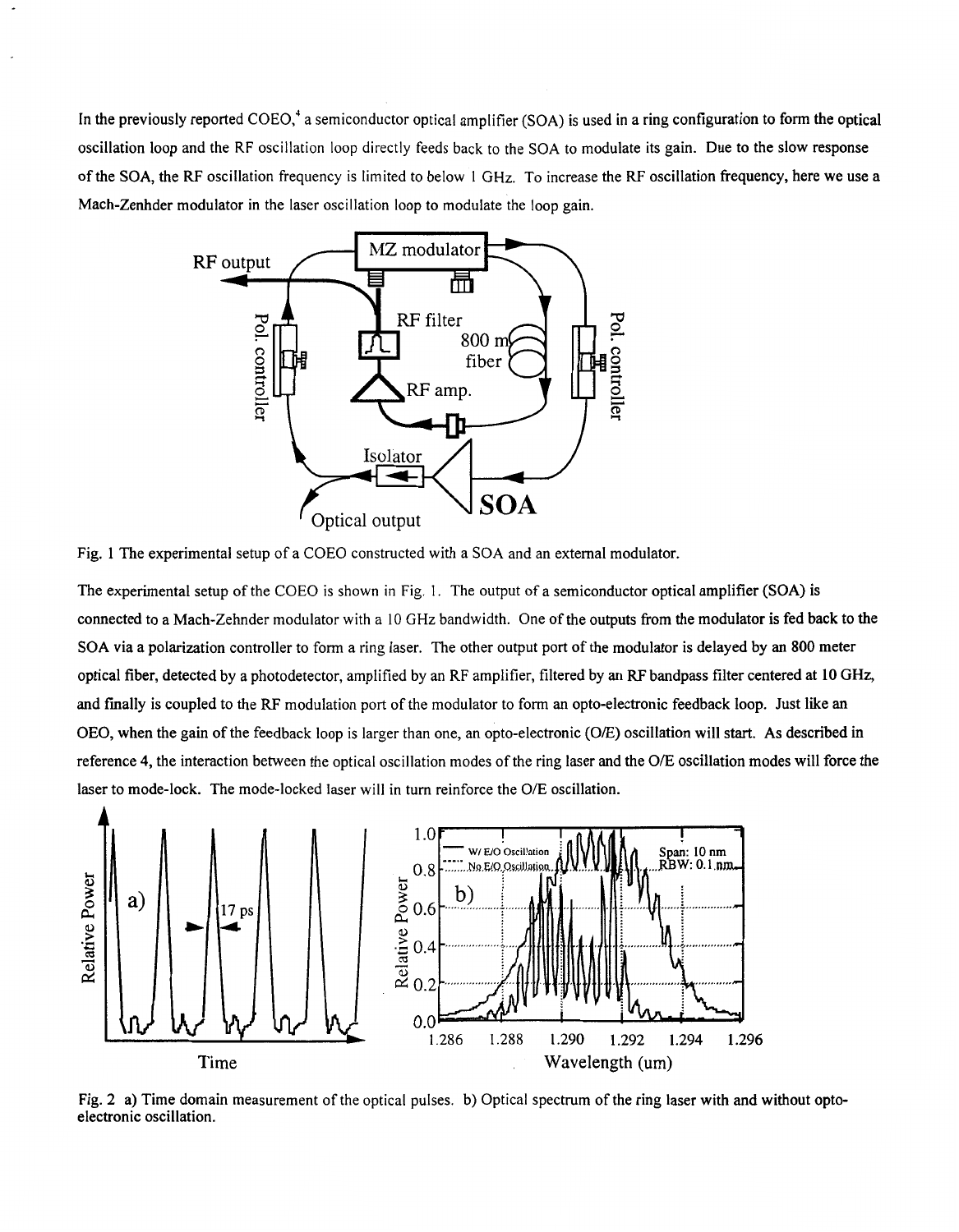In the previously reported COEO,[4] a semiconductor optical amplifier (SOA) is used in a ring configuration to form the optical oscillation loop and the RF oscillation loop directly feeds back to the SOA to modulate its gain. Due to the slow response of the SOA, the RF oscillation frequency is limited to below 1 GHz. To increase the RF oscillation frequency, here we use a Mach-Zenhder modulator in the laser oscillation loop to modulate the loop gain.

Fig. 1 The experimental setup of a COEO constructed with a SOA and an external modulator.

The experimental setup of the COEO is shown in Fig. 1. The output of a semiconductor optical amplifier (SOA) is connected to a Mach-Zehnder modulator with a 10 GHz bandwidth. One of the outputs from the modulator is fed back to the SOA via a polarization controller to form a ring laser. The other output port of the modulator is delayed by an 800 meter optical fiber, detected by a photodetector, amplified by an RF amplifier, filtered by an RF bandpass filter centered at 10 GHz, and finally is coupled to the RF modulation port of the modulator to form an opto-electronic feedback loop. Just like an OEO, when the gain of the feedback loop is larger than one, an opto-electronic (O/E) oscillation will start. As described in reference 4, the interaction between the optical oscillation modes of the ring laser and the O/E oscillation modes will force the laser to mode-lock. The mode-locked laser will in turn reinforce the O/E oscillation.

Fig. 2 a) Time domain measurement of the optical pulses. b) Optical spectrum of the ring laser with and without opto-electronic oscillation.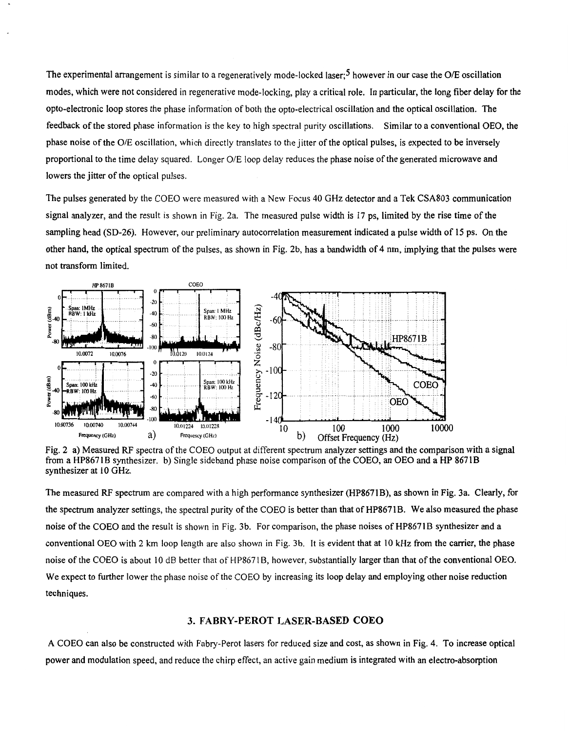The experimental arrangement is similar to a regeneratively mode-locked laser;[5] however in our case the O/E oscillation modes, which were not considered in regenerative mode-locking, play a critical role. In particular, the long fiber delay for the opto-electronic loop stores the phase information of both the opto-electrical oscillation and the optical oscillation. The feedback of the stored phase information is the key to high spectral purity oscillations. Similar to a conventional OEO, the phase noise of the O/E oscillation, which directly translates to the jitter of the optical pulses, is expected to be inversely proportional to the time delay squared. Longer O/E loop delay reduces the phase noise of the generated microwave and lowers the jitter of the optical pulses.

The pulses generated by the COEO were measured with a New Focus 40 GHz detector and a Tek CSA803 communication signal analyzer, and the result is shown in Fig. 2a. The measured pulse width is 17 ps, limited by the rise time of the sampling head (SD-26). However, our preliminary autocorrelation measurement indicated a pulse width of 15 ps. On the other hand, the optical spectrum of the pulses, as shown in Fig. 2b, has a bandwidth of 4 nm, implying that the pulses were not transform limited.

Fig. 2 a) Measured RF spectra of the COEO output at different spectrum analyzer settings and the comparison with a signal from a HP8671B synthesizer. b) Single sideband phase noise comparison of the COEO, an OEO and a HP 8671B synthesizer at 10 GHz.

The measured RF spectrum are compared with a high performance synthesizer (HP8671B), as shown in Fig. 3a. Clearly, for the spectrum analyzer settings, the spectral purity of the COEO is better than that of HP8671B. We also measured the phase noise of the COEO and the result is shown in Fig. 3b. For comparison, the phase noises of HP8671B synthesizer and a conventional OEO with 2 km loop length are also shown in Fig. 3b. It is evident that at 10 kHz from the carrier, the phase noise of the COEO is about 10 dB better that of HP8671B, however, substantially larger than that of the conventional OEO. We expect to further lower the phase noise of the COEO by increasing its loop delay and employing other noise reduction techniques.

## 3. FABRY-PEROT LASER-BASED COEO

A COEO can also be constructed with Fabry-Perot lasers for reduced size and cost, as shown in Fig. 4. To increase optical power and modulation speed, and reduce the chirp effect, an active gain medium is integrated with an electro-absorption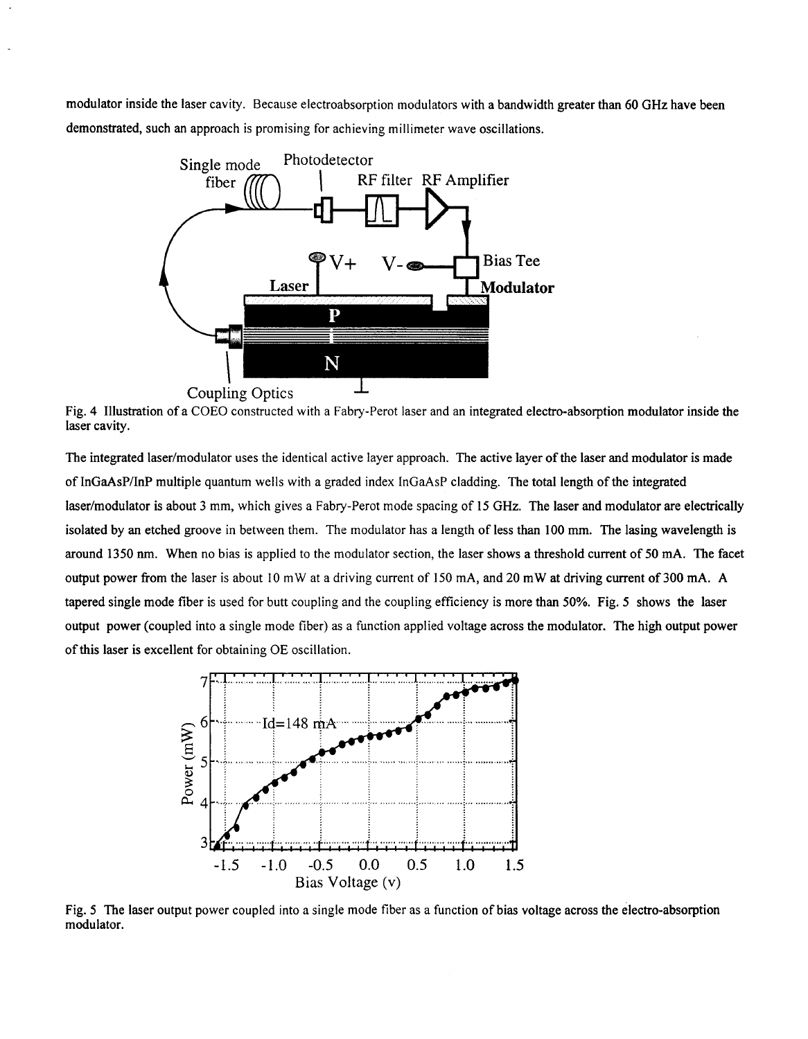modulator inside the laser cavity. Because electroabsorption modulators with a bandwidth greater than 60 GHz have been demonstrated, such an approach is promising for achieving millimeter wave oscillations.

Fig. 4 Illustration of a COEO constructed with a Fabry-Perot laser and an integrated electro-absorption modulator inside the laser cavity.

The integrated laser/modulator uses the identical active layer approach. The active layer of the laser and modulator is made of InGaAsP/InP multiple quantum wells with a graded index InGaAsP cladding. The total length of the integrated laser/modulator is about 3 mm, which gives a Fabry-Perot mode spacing of 15 GHz. The laser and modulator are electrically isolated by an etched groove in between them. The modulator has a length of less than 100 mm. The lasing wavelength is around 1350 nm. When no bias is applied to the modulator section, the laser shows a threshold current of 50 mA. The facet output power from the laser is about 10 mW at a driving current of 150 mA, and 20 mW at driving current of 300 mA. A tapered single mode fiber is used for butt coupling and the coupling efficiency is more than 50%. Fig. 5 shows the laser output power (coupled into a single mode fiber) as a function applied voltage across the modulator. The high output power of this laser is excellent for obtaining OE oscillation.

Fig. 5 The laser output power coupled into a single mode fiber as a function of bias voltage across the electro-absorption modulator.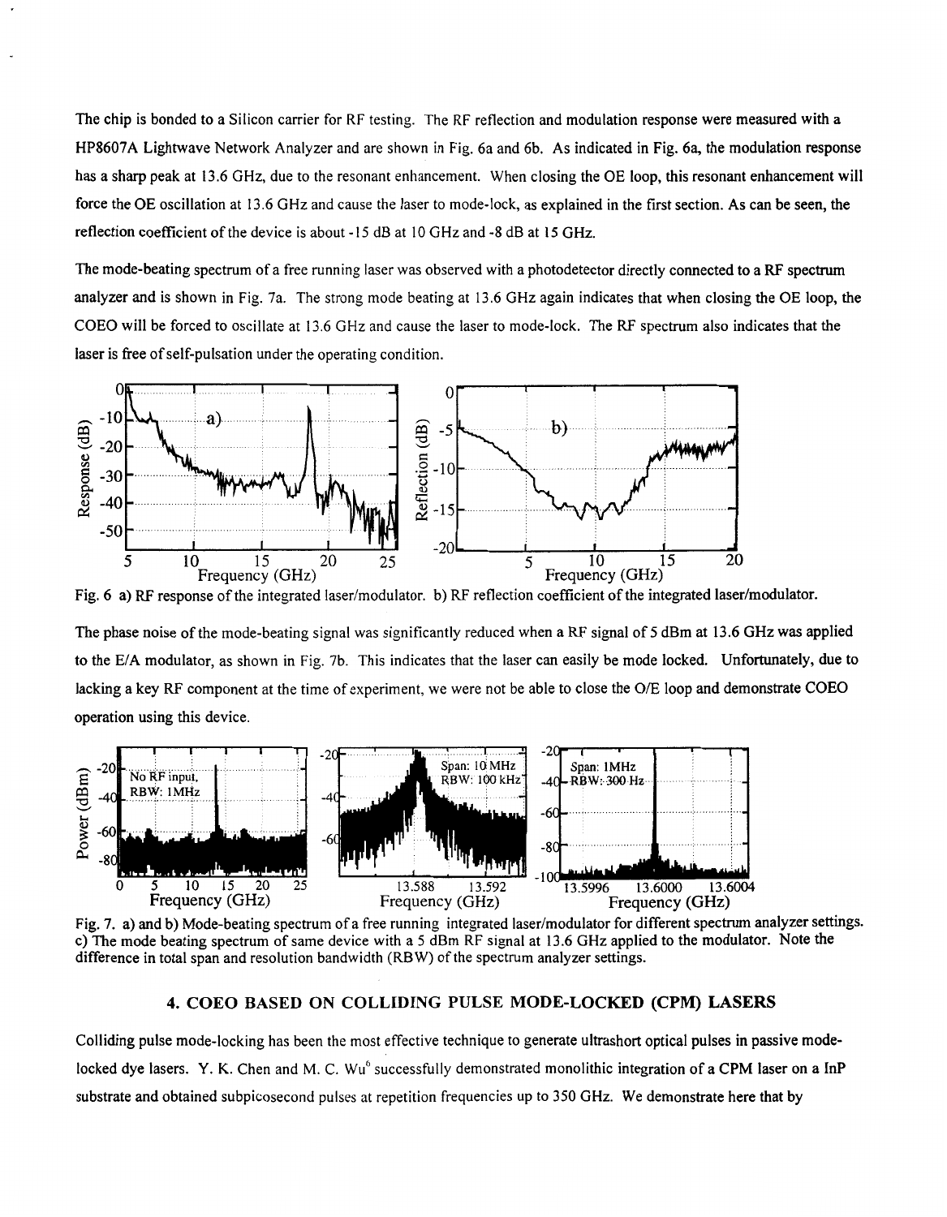The chip is bonded to a Silicon carrier for RF testing. The RF reflection and modulation response were measured with a HP8607A Lightwave Network Analyzer and are shown in Fig. 6a and 6b. As indicated in Fig. 6a, the modulation response has a sharp peak at 13.6 GHz, due to the resonant enhancement. When closing the OE loop, this resonant enhancement will force the OE oscillation at 13.6 GHz and cause the laser to mode-lock, as explained in the first section. As can be seen, the reflection coefficient of the device is about -15 dB at 10 GHz and -8 dB at 15 GHz.

The mode-beating spectrum of a free running laser was observed with a photodetector directly connected to a RF spectrum analyzer and is shown in Fig. 7a. The strong mode beating at 13.6 GHz again indicates that when closing the OE loop, the COEO will be forced to oscillate at 13.6 GHz and cause the laser to mode-lock. The RF spectrum also indicates that the laser is free of self-pulsation under the operating condition.

Fig. 6 a) RF response of the integrated laser/modulator. b) RF reflection coefficient of the integrated laser/modulator.

The phase noise of the mode-beating signal was significantly reduced when a RF signal of 5 dBm at 13.6 GHz was applied to the E/A modulator, as shown in Fig. 7b. This indicates that the laser can easily be mode locked. Unfortunately, due to lacking a key RF component at the time of experiment, we were not be able to close the O/E loop and demonstrate COEO operation using this device.

Fig. 7. a) and b) Mode-beating spectrum of a free running integrated laser/modulator for different spectrum analyzer settings. c) The mode beating spectrum of same device with a 5 dBm RF signal at 13.6 GHz applied to the modulator. Note the difference in total span and resolution bandwidth (RBW) of the spectrum analyzer settings.

## 4. COEO BASED ON COLLIDING PULSE MODE-LOCKED (CPM) LASERS

Colliding pulse mode-locking has been the most effective technique to generate ultrashort optical pulses in passive mode-locked dye lasers. Y. K. Chen and M. C. Wu[6] successfully demonstrated monolithic integration of a CPM laser on a InP substrate and obtained subpicosecond pulses at repetition frequencies up to 350 GHz. We demonstrate here that by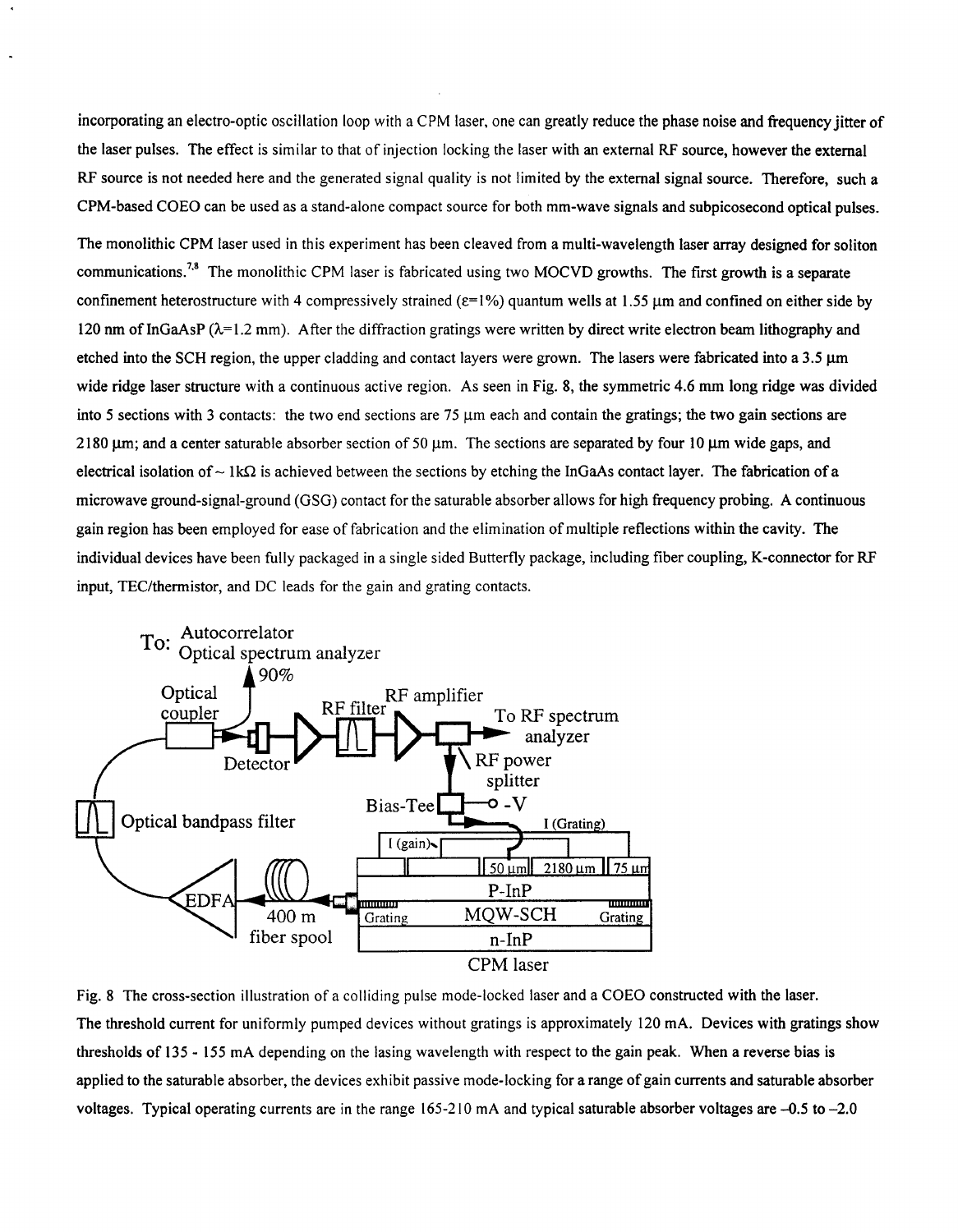incorporating an electro-optic oscillation loop with a CPM laser, one can greatly reduce the phase noise and frequency jitter of the laser pulses. The effect is similar to that of injection locking the laser with an external RF source, however the external RF source is not needed here and the generated signal quality is not limited by the external signal source. Therefore, such a CPM-based COEO can be used as a stand-alone compact source for both mm-wave signals and subpicosecond optical pulses.

The monolithic CPM laser used in this experiment has been cleaved from a multi-wavelength laser array designed for soliton communications.[7,8] The monolithic CPM laser is fabricated using two MOCVD growths. The first growth is a separate confinement heterostructure with 4 compressively strained ($\varepsilon$=1%) quantum wells at 1.55 μm and confined on either side by 120 nm of InGaAsP ($\lambda$=1.2 mm). After the diffraction gratings were written by direct write electron beam lithography and etched into the SCH region, the upper cladding and contact layers were grown. The lasers were fabricated into a 3.5 μm wide ridge laser structure with a continuous active region. As seen in Fig. 8, the symmetric 4.6 mm long ridge was divided into 5 sections with 3 contacts: the two end sections are 75 μm each and contain the gratings; the two gain sections are 2180 μm; and a center saturable absorber section of 50 μm. The sections are separated by four 10 μm wide gaps, and electrical isolation of ~ 1kΩ is achieved between the sections by etching the InGaAs contact layer. The fabrication of a microwave ground-signal-ground (GSG) contact for the saturable absorber allows for high frequency probing. A continuous gain region has been employed for ease of fabrication and the elimination of multiple reflections within the cavity. The individual devices have been fully packaged in a single sided Butterfly package, including fiber coupling, K-connector for RF input, TEC/thermistor, and DC leads for the gain and grating contacts.

Fig. 8 The cross-section illustration of a colliding pulse mode-locked laser and a COEO constructed with the laser.

The threshold current for uniformly pumped devices without gratings is approximately 120 mA. Devices with gratings show thresholds of 135 - 155 mA depending on the lasing wavelength with respect to the gain peak. When a reverse bias is applied to the saturable absorber, the devices exhibit passive mode-locking for a range of gain currents and saturable absorber voltages. Typical operating currents are in the range 165-210 mA and typical saturable absorber voltages are –0.5 to –2.0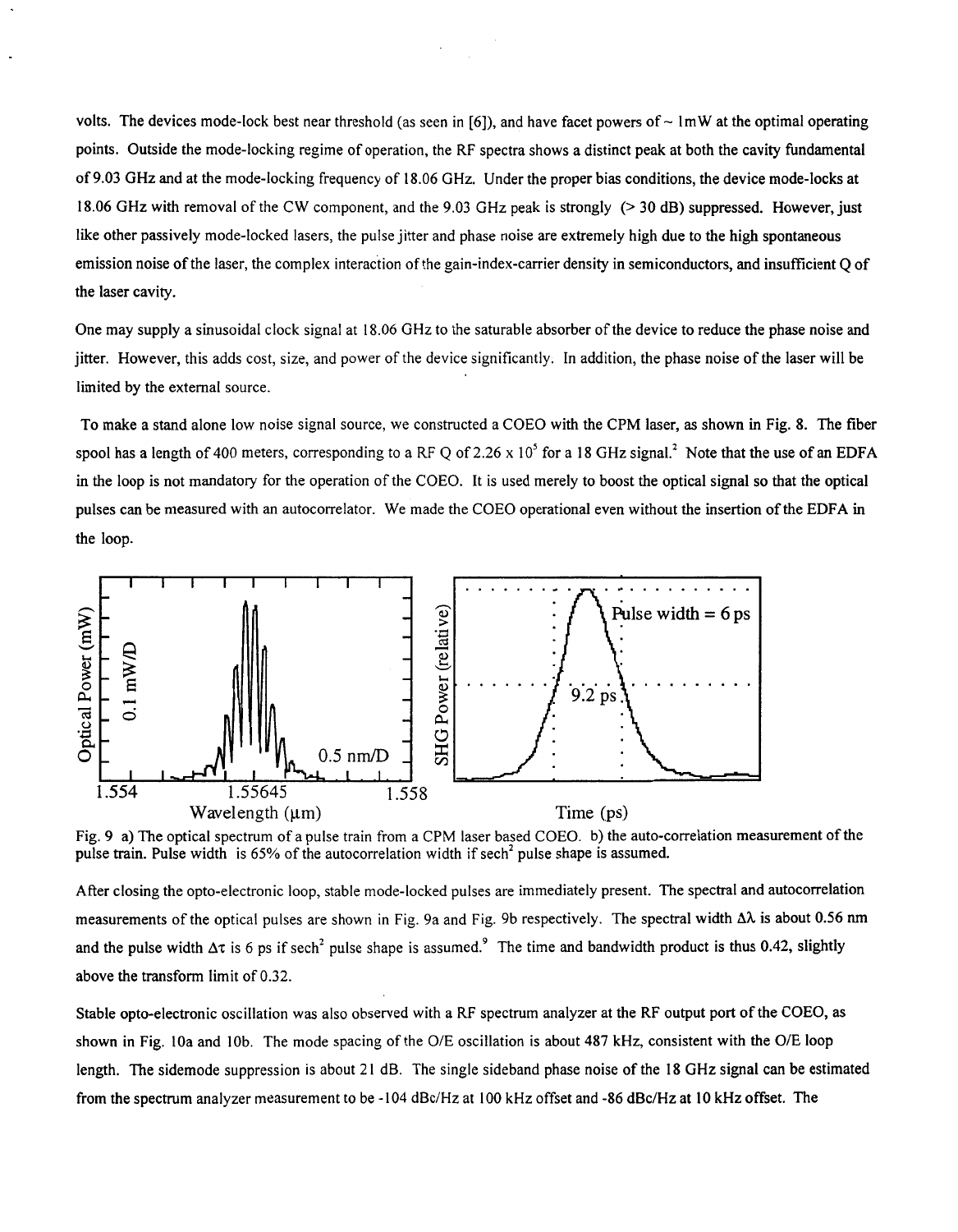volts. The devices mode-lock best near threshold (as seen in [6]), and have facet powers of ~ 1mW at the optimal operating points. Outside the mode-locking regime of operation, the RF spectra shows a distinct peak at both the cavity fundamental of 9.03 GHz and at the mode-locking frequency of 18.06 GHz. Under the proper bias conditions, the device mode-locks at 18.06 GHz with removal of the CW component, and the 9.03 GHz peak is strongly (> 30 dB) suppressed. However, just like other passively mode-locked lasers, the pulse jitter and phase noise are extremely high due to the high spontaneous emission noise of the laser, the complex interaction of the gain-index-carrier density in semiconductors, and insufficient Q of the laser cavity.

One may supply a sinusoidal clock signal at 18.06 GHz to the saturable absorber of the device to reduce the phase noise and jitter. However, this adds cost, size, and power of the device significantly. In addition, the phase noise of the laser will be limited by the external source.

To make a stand alone low noise signal source, we constructed a COEO with the CPM laser, as shown in Fig. 8. The fiber spool has a length of 400 meters, corresponding to a RF Q of $2.26 \times 10^5$ for a 18 GHz signal.[2] Note that the use of an EDFA in the loop is not mandatory for the operation of the COEO. It is used merely to boost the optical signal so that the optical pulses can be measured with an autocorrelator. We made the COEO operational even without the insertion of the EDFA in the loop.

Fig. 9 a) The optical spectrum of a pulse train from a CPM laser based COEO. b) the auto-correlation measurement of the pulse train. Pulse width is 65% of the autocorrelation width if $sech^2$ pulse shape is assumed.

After closing the opto-electronic loop, stable mode-locked pulses are immediately present. The spectral and autocorrelation measurements of the optical pulses are shown in Fig. 9a and Fig. 9b respectively. The spectral width $\Delta\lambda$ is about 0.56 nm and the pulse width $\Delta\tau$ is 6 ps if $sech^2$ pulse shape is assumed.[9] The time and bandwidth product is thus 0.42, slightly above the transform limit of 0.32.

Stable opto-electronic oscillation was also observed with a RF spectrum analyzer at the RF output port of the COEO, as shown in Fig. 10a and 10b. The mode spacing of the O/E oscillation is about 487 kHz, consistent with the O/E loop length. The sidemode suppression is about 21 dB. The single sideband phase noise of the 18 GHz signal can be estimated from the spectrum analyzer measurement to be -104 dBc/Hz at 100 kHz offset and -86 dBc/Hz at 10 kHz offset. The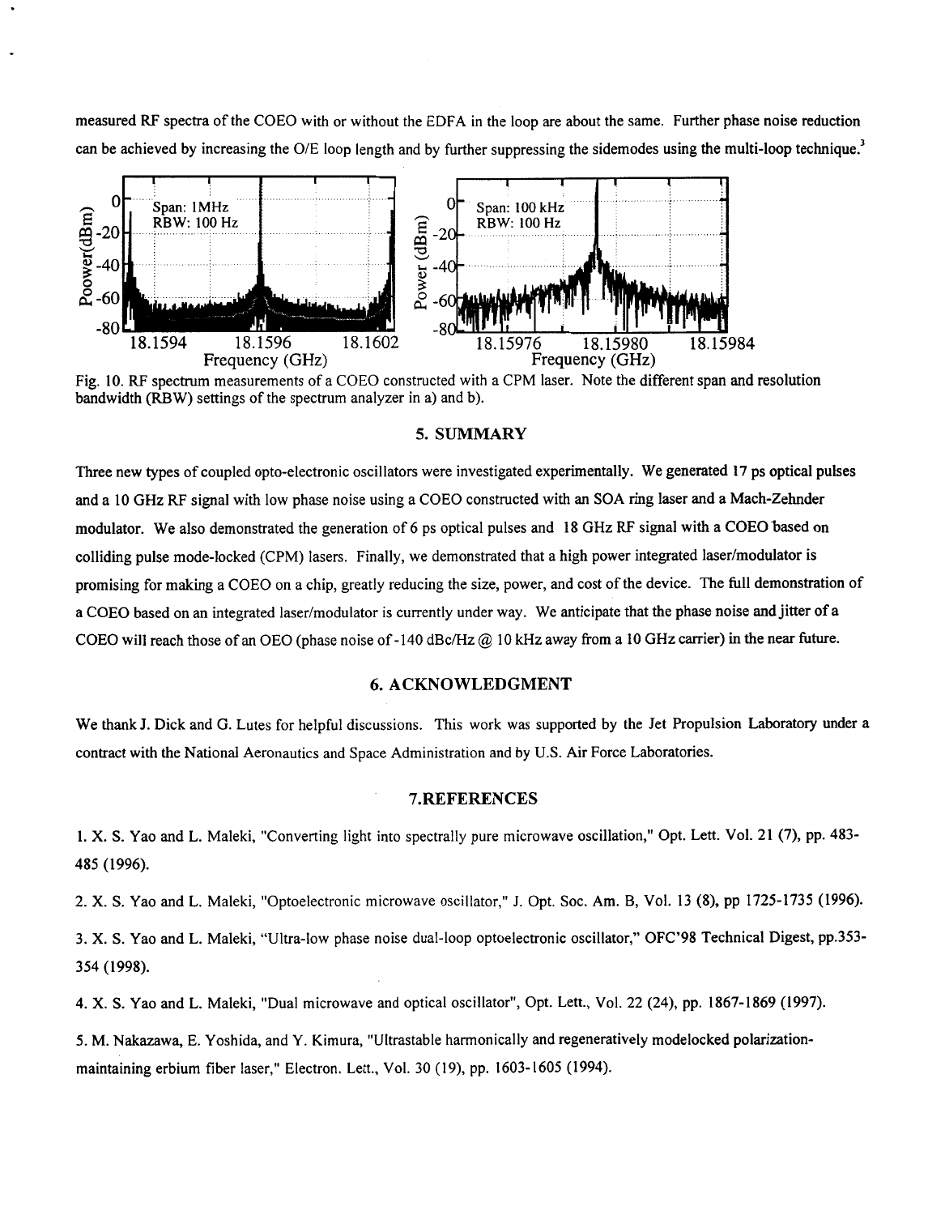measured RF spectra of the COEO with or without the EDFA in the loop are about the same. Further phase noise reduction can be achieved by increasing the O/E loop length and by further suppressing the sidemodes using the multi-loop technique.[3]

Fig. 10. RF spectrum measurements of a COEO constructed with a CPM laser. Note the different span and resolution bandwidth (RBW) settings of the spectrum analyzer in a) and b).

## 5. SUMMARY

Three new types of coupled opto-electronic oscillators were investigated experimentally. We generated 17 ps optical pulses and a 10 GHz RF signal with low phase noise using a COEO constructed with an SOA ring laser and a Mach-Zehnder modulator. We also demonstrated the generation of 6 ps optical pulses and 18 GHz RF signal with a COEO based on colliding pulse mode-locked (CPM) lasers. Finally, we demonstrated that a high power integrated laser/modulator is promising for making a COEO on a chip, greatly reducing the size, power, and cost of the device. The full demonstration of a COEO based on an integrated laser/modulator is currently under way. We anticipate that the phase noise and jitter of a COEO will reach those of an OEO (phase noise of -140 dBc/Hz @ 10 kHz away from a 10 GHz carrier) in the near future.

## 6. ACKNOWLEDGMENT

We thank J. Dick and G. Lutes for helpful discussions. This work was supported by the Jet Propulsion Laboratory under a contract with the National Aeronautics and Space Administration and by U.S. Air Force Laboratories.

## 7. REFERENCES

1. X. S. Yao and L. Maleki, "Converting light into spectrally pure microwave oscillation," Opt. Lett. Vol. 21 (7), pp. 483-485 (1996).

2. X. S. Yao and L. Maleki, "Optoelectronic microwave oscillator," J. Opt. Soc. Am. B, Vol. 13 (8), pp 1725-1735 (1996).

3. X. S. Yao and L. Maleki, "Ultra-low phase noise dual-loop optoelectronic oscillator," OFC'98 Technical Digest, pp.353-354 (1998).

4. X. S. Yao and L. Maleki, "Dual microwave and optical oscillator", Opt. Lett., Vol. 22 (24), pp. 1867-1869 (1997).

5. M. Nakazawa, E. Yoshida, and Y. Kimura, "Ultrastable harmonically and regeneratively modelocked polarization-maintaining erbium fiber laser," Electron. Lett., Vol. 30 (19), pp. 1603-1605 (1994).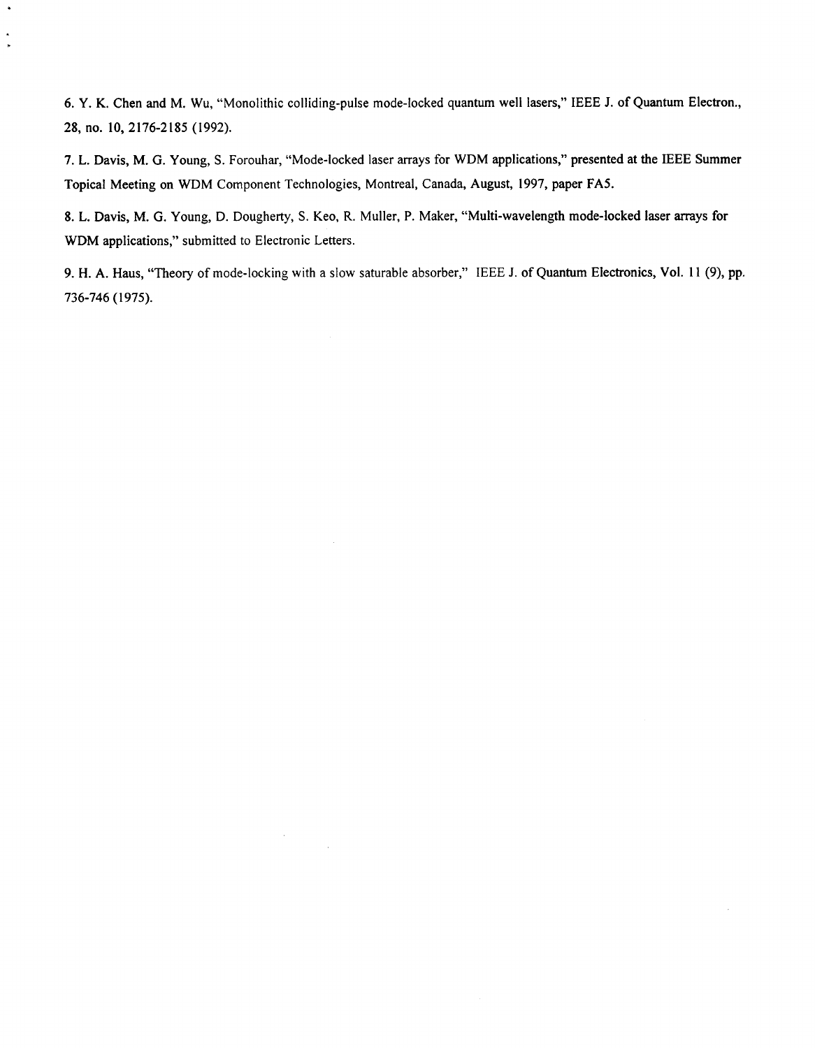6. Y. K. Chen and M. Wu, "Monolithic colliding-pulse mode-locked quantum well lasers," IEEE J. of Quantum Electron., 28, no. 10, 2176-2185 (1992).

7. L. Davis, M. G. Young, S. Forouhar, "Mode-locked laser arrays for WDM applications," presented at the IEEE Summer Topical Meeting on WDM Component Technologies, Montreal, Canada, August, 1997, paper FA5.

8. L. Davis, M. G. Young, D. Dougherty, S. Keo, R. Muller, P. Maker, "Multi-wavelength mode-locked laser arrays for WDM applications," submitted to Electronic Letters.

9. H. A. Haus, "Theory of mode-locking with a slow saturable absorber," IEEE J. of Quantum Electronics, Vol. 11 (9), pp. 736-746 (1975).